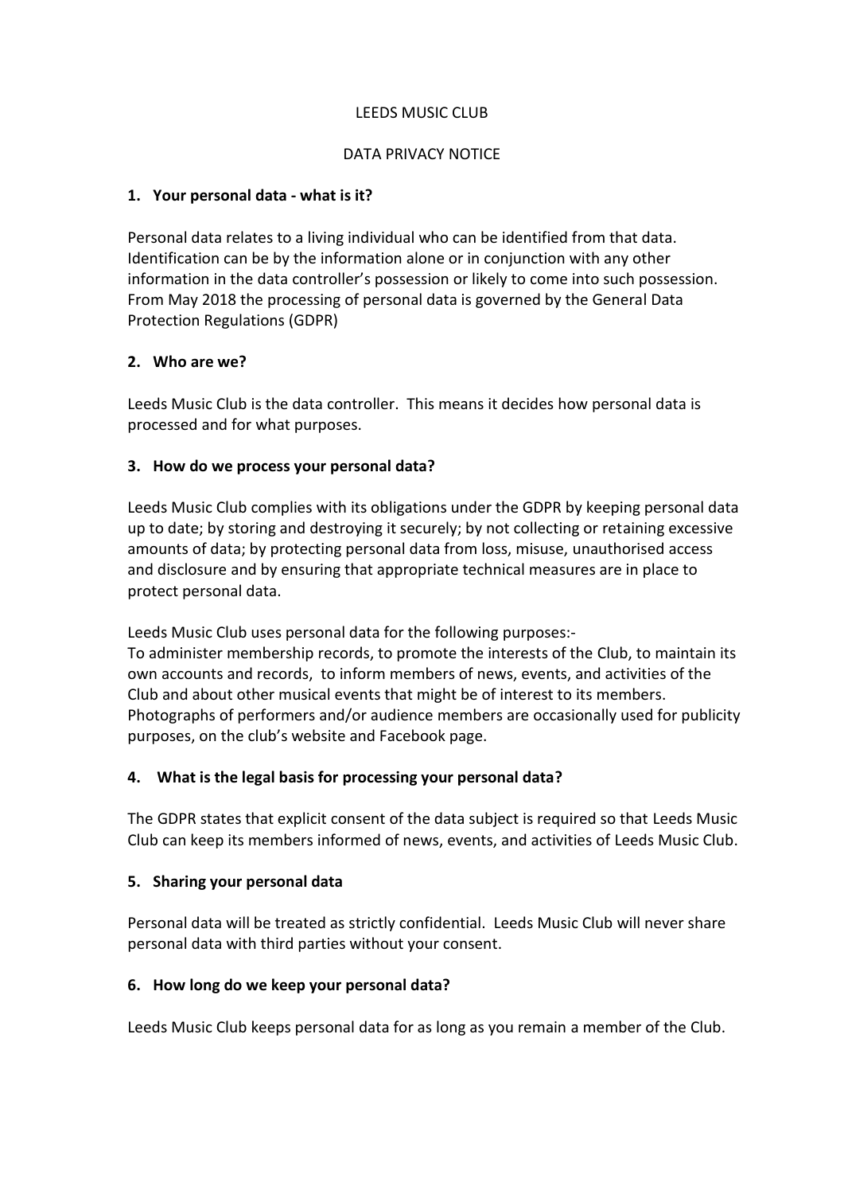# LEEDS MUSIC CLUB

## DATA PRIVACY NOTICE

### 1. Your personal data - what is it?

Personal data relates to a living individual who can be identified from that data. Identification can be by the information alone or in conjunction with any other information in the data controller's possession or likely to come into such possession. From May 2018 the processing of personal data is governed by the General Data Protection Regulations (GDPR)

### 2. Who are we?

Leeds Music Club is the data controller. This means it decides how personal data is processed and for what purposes.

### 3. How do we process your personal data?

Leeds Music Club complies with its obligations under the GDPR by keeping personal data up to date; by storing and destroying it securely; by not collecting or retaining excessive amounts of data; by protecting personal data from loss, misuse, unauthorised access and disclosure and by ensuring that appropriate technical measures are in place to protect personal data.

Leeds Music Club uses personal data for the following purposes:-
To administer membership records, to promote the interests of the Club, to maintain its own accounts and records, to inform members of news, events, and activities of the Club and about other musical events that might be of interest to its members. Photographs of performers and/or audience members are occasionally used for publicity purposes, on the club's website and Facebook page.

### 4. What is the legal basis for processing your personal data?

The GDPR states that explicit consent of the data subject is required so that Leeds Music Club can keep its members informed of news, events, and activities of Leeds Music Club.

### 5. Sharing your personal data

Personal data will be treated as strictly confidential. Leeds Music Club will never share personal data with third parties without your consent.

### 6. How long do we keep your personal data?

Leeds Music Club keeps personal data for as long as you remain a member of the Club.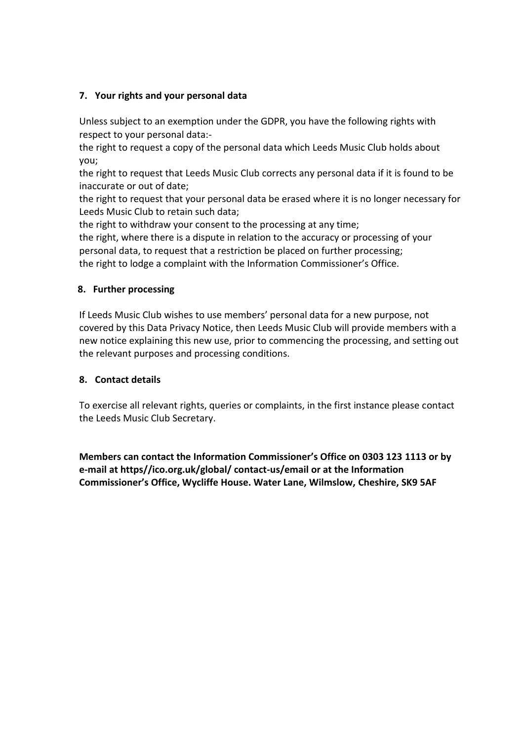## 7. Your rights and your personal data

Unless subject to an exemption under the GDPR, you have the following rights with respect to your personal data:-

the right to request a copy of the personal data which Leeds Music Club holds about you;

the right to request that Leeds Music Club corrects any personal data if it is found to be inaccurate or out of date;

the right to request that your personal data be erased where it is no longer necessary for Leeds Music Club to retain such data;

the right to withdraw your consent to the processing at any time;

the right, where there is a dispute in relation to the accuracy or processing of your personal data, to request that a restriction be placed on further processing;

the right to lodge a complaint with the Information Commissioner's Office.

## 8. Further processing

If Leeds Music Club wishes to use members' personal data for a new purpose, not covered by this Data Privacy Notice, then Leeds Music Club will provide members with a new notice explaining this new use, prior to commencing the processing, and setting out the relevant purposes and processing conditions.

## 8. Contact details

To exercise all relevant rights, queries or complaints, in the first instance please contact the Leeds Music Club Secretary.

**Members can contact the Information Commissioner's Office on 0303 123 1113 or by e-mail at https//ico.org.uk/global/ contact-us/email or at the Information Commissioner's Office, Wycliffe House. Water Lane, Wilmslow, Cheshire, SK9 5AF**